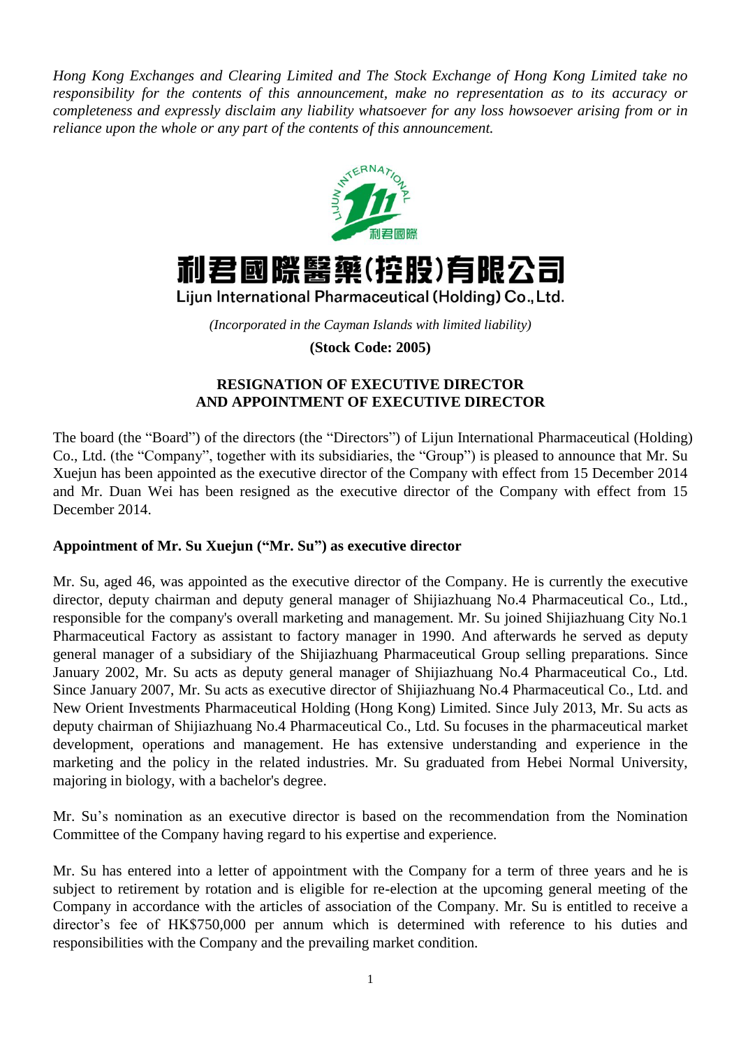*Hong Kong Exchanges and Clearing Limited and The Stock Exchange of Hong Kong Limited take no responsibility for the contents of this announcement, make no representation as to its accuracy or completeness and expressly disclaim any liability whatsoever for any loss howsoever arising from or in reliance upon the whole or any part of the contents of this announcement.*

# 利君國際醫藥(控股)有限公司

## Lijun International Pharmaceutical (Holding) Co., Ltd.

*(Incorporated in the Cayman Islands with limited liability)*

**(Stock Code: 2005)**

## RESIGNATION OF EXECUTIVE DIRECTOR AND APPOINTMENT OF EXECUTIVE DIRECTOR

The board (the "Board") of the directors (the "Directors") of Lijun International Pharmaceutical (Holding) Co., Ltd. (the "Company", together with its subsidiaries, the "Group") is pleased to announce that Mr. Su Xuejun has been appointed as the executive director of the Company with effect from 15 December 2014 and Mr. Duan Wei has been resigned as the executive director of the Company with effect from 15 December 2014.

**Appointment of Mr. Su Xuejun ("Mr. Su") as executive director**

Mr. Su, aged 46, was appointed as the executive director of the Company. He is currently the executive director, deputy chairman and deputy general manager of Shijiazhuang No.4 Pharmaceutical Co., Ltd., responsible for the company's overall marketing and management. Mr. Su joined Shijiazhuang City No.1 Pharmaceutical Factory as assistant to factory manager in 1990. And afterwards he served as deputy general manager of a subsidiary of the Shijiazhuang Pharmaceutical Group selling preparations. Since January 2002, Mr. Su acts as deputy general manager of Shijiazhuang No.4 Pharmaceutical Co., Ltd. Since January 2007, Mr. Su acts as executive director of Shijiazhuang No.4 Pharmaceutical Co., Ltd. and New Orient Investments Pharmaceutical Holding (Hong Kong) Limited. Since July 2013, Mr. Su acts as deputy chairman of Shijiazhuang No.4 Pharmaceutical Co., Ltd. Su focuses in the pharmaceutical market development, operations and management. He has extensive understanding and experience in the marketing and the policy in the related industries. Mr. Su graduated from Hebei Normal University, majoring in biology, with a bachelor's degree.

Mr. Su's nomination as an executive director is based on the recommendation from the Nomination Committee of the Company having regard to his expertise and experience.

Mr. Su has entered into a letter of appointment with the Company for a term of three years and he is subject to retirement by rotation and is eligible for re-election at the upcoming general meeting of the Company in accordance with the articles of association of the Company. Mr. Su is entitled to receive a director's fee of HK$750,000 per annum which is determined with reference to his duties and responsibilities with the Company and the prevailing market condition.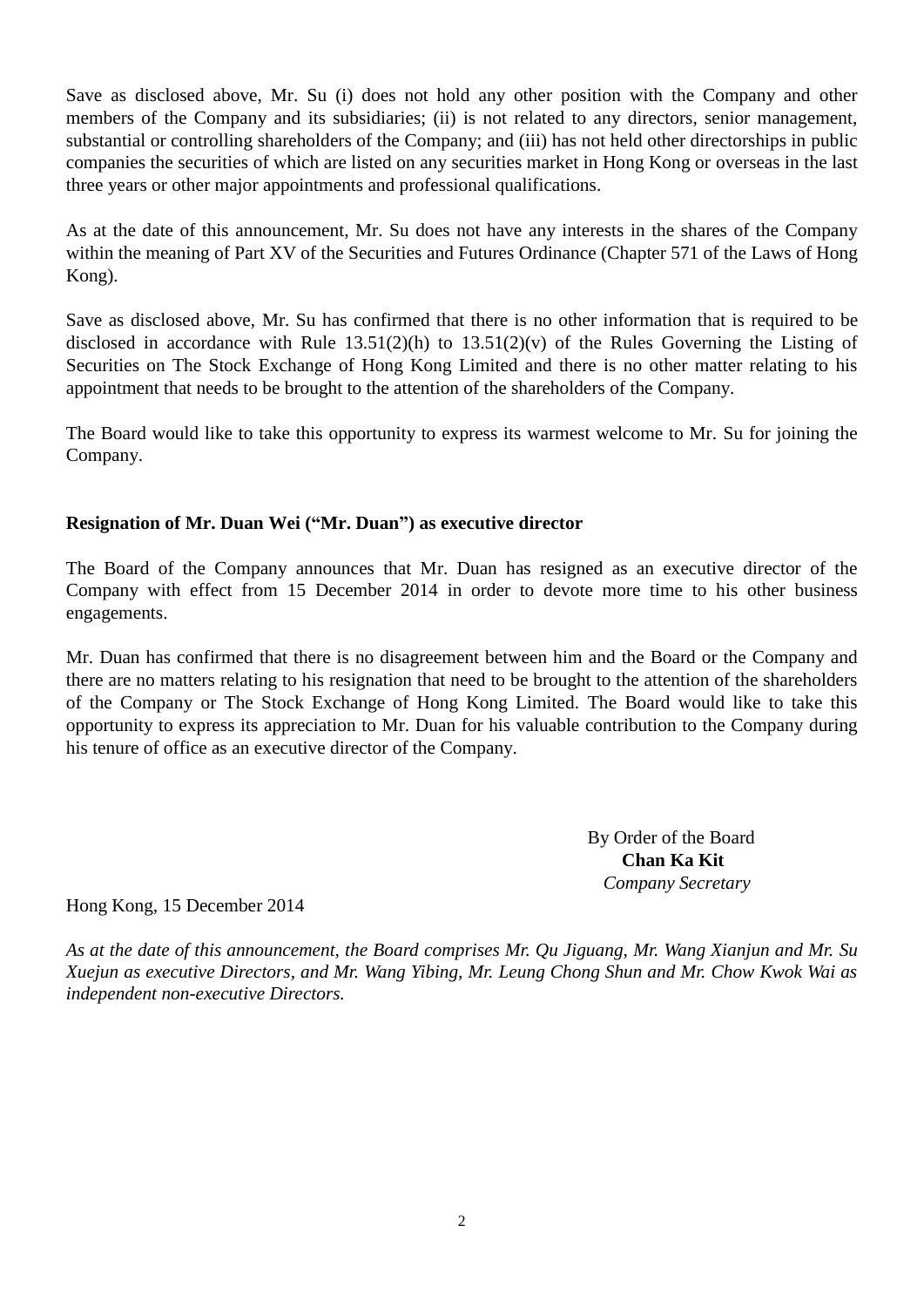Save as disclosed above, Mr. Su (i) does not hold any other position with the Company and other members of the Company and its subsidiaries; (ii) is not related to any directors, senior management, substantial or controlling shareholders of the Company; and (iii) has not held other directorships in public companies the securities of which are listed on any securities market in Hong Kong or overseas in the last three years or other major appointments and professional qualifications.

As at the date of this announcement, Mr. Su does not have any interests in the shares of the Company within the meaning of Part XV of the Securities and Futures Ordinance (Chapter 571 of the Laws of Hong Kong).

Save as disclosed above, Mr. Su has confirmed that there is no other information that is required to be disclosed in accordance with Rule 13.51(2)(h) to 13.51(2)(v) of the Rules Governing the Listing of Securities on The Stock Exchange of Hong Kong Limited and there is no other matter relating to his appointment that needs to be brought to the attention of the shareholders of the Company.

The Board would like to take this opportunity to express its warmest welcome to Mr. Su for joining the Company.

**Resignation of Mr. Duan Wei ("Mr. Duan") as executive director**

The Board of the Company announces that Mr. Duan has resigned as an executive director of the Company with effect from 15 December 2014 in order to devote more time to his other business engagements.

Mr. Duan has confirmed that there is no disagreement between him and the Board or the Company and there are no matters relating to his resignation that need to be brought to the attention of the shareholders of the Company or The Stock Exchange of Hong Kong Limited. The Board would like to take this opportunity to express its appreciation to Mr. Duan for his valuable contribution to the Company during his tenure of office as an executive director of the Company.

By Order of the Board
**Chan Ka Kit**
*Company Secretary*

Hong Kong, 15 December 2014

*As at the date of this announcement, the Board comprises Mr. Qu Jiguang, Mr. Wang Xianjun and Mr. Su Xuejun as executive Directors, and Mr. Wang Yibing, Mr. Leung Chong Shun and Mr. Chow Kwok Wai as independent non-executive Directors.*